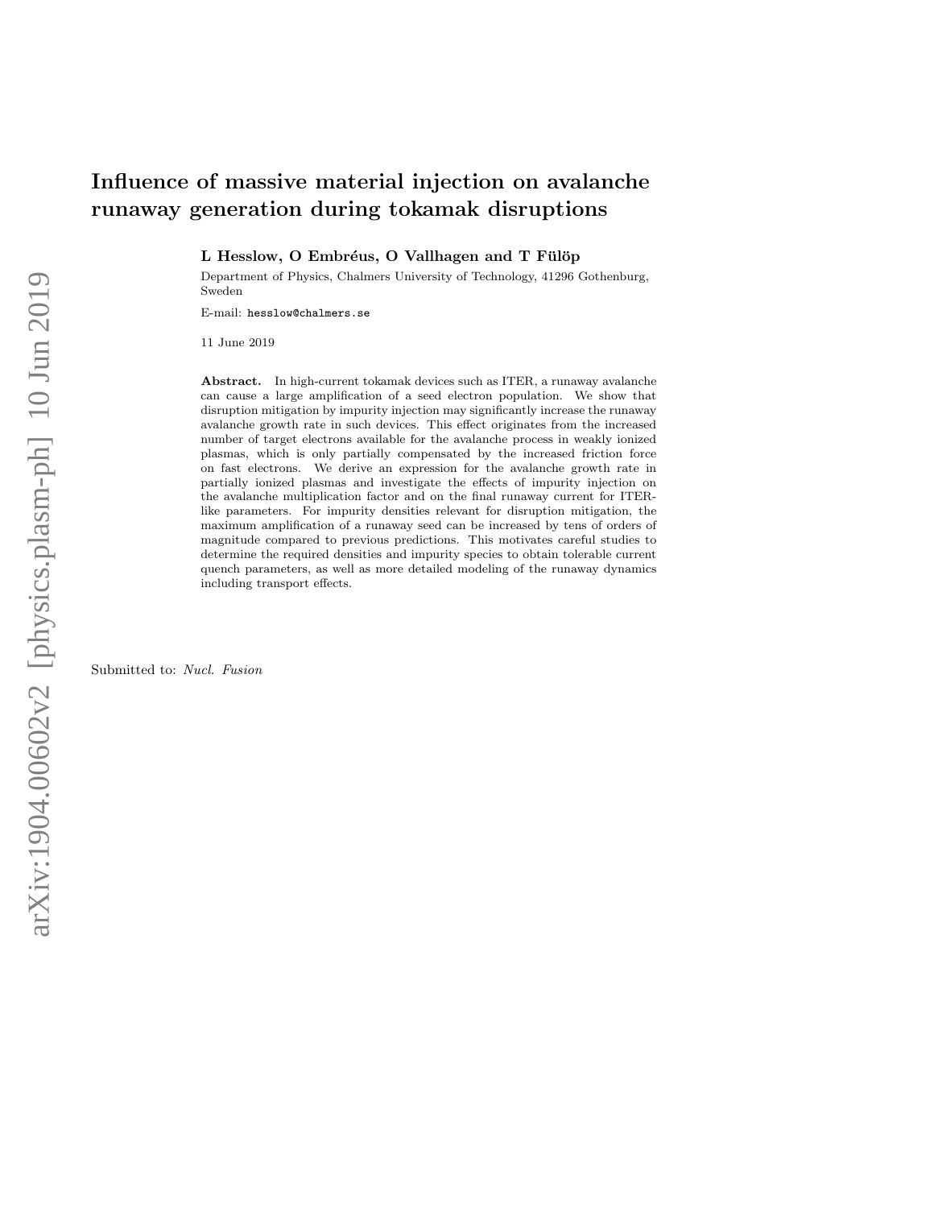# Influence of massive material injection on avalanche runaway generation during tokamak disruptions

**L Hesslow, O Embréus, O Vallhagen and T Fülöp**

Department of Physics, Chalmers University of Technology, 41296 Gothenburg, Sweden

E-mail: `hesslow@chalmers.se`

11 June 2019

**Abstract.** In high-current tokamak devices such as ITER, a runaway avalanche can cause a large amplification of a seed electron population. We show that disruption mitigation by impurity injection may significantly increase the runaway avalanche growth rate in such devices. This effect originates from the increased number of target electrons available for the avalanche process in weakly ionized plasmas, which is only partially compensated by the increased friction force on fast electrons. We derive an expression for the avalanche growth rate in partially ionized plasmas and investigate the effects of impurity injection on the avalanche multiplication factor and on the final runaway current for ITER-like parameters. For impurity densities relevant for disruption mitigation, the maximum amplification of a runaway seed can be increased by tens of orders of magnitude compared to previous predictions. This motivates careful studies to determine the required densities and impurity species to obtain tolerable current quench parameters, as well as more detailed modeling of the runaway dynamics including transport effects.

Submitted to: *Nucl. Fusion*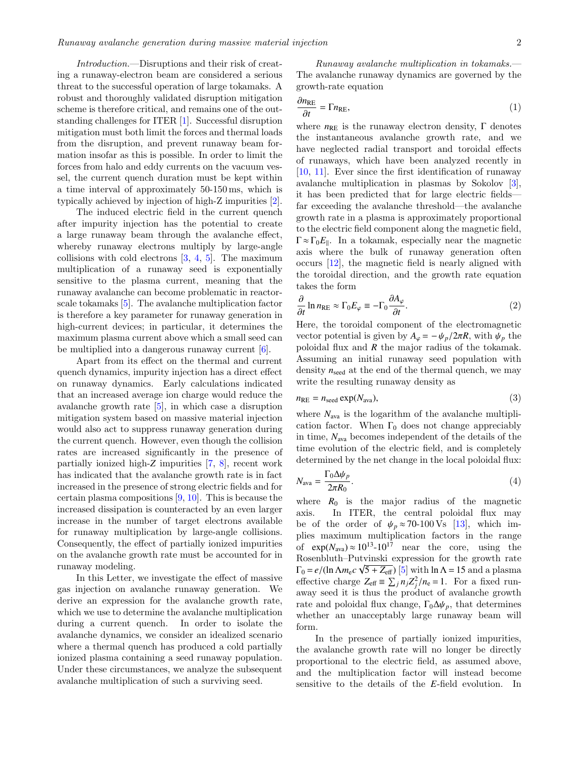*Introduction.*—Disruptions and their risk of creating a runaway-electron beam are considered a serious threat to the successful operation of large tokamaks. A robust and thoroughly validated disruption mitigation scheme is therefore critical, and remains one of the outstanding challenges for ITER [1]. Successful disruption mitigation must both limit the forces and thermal loads from the disruption, and prevent runaway beam formation insofar as this is possible. In order to limit the forces from halo and eddy currents on the vacuum vessel, the current quench duration must be kept within a time interval of approximately 50-150 ms, which is typically achieved by injection of high-Z impurities [2].

The induced electric field in the current quench after impurity injection has the potential to create a large runaway beam through the avalanche effect, whereby runaway electrons multiply by large-angle collisions with cold electrons [3, 4, 5]. The maximum multiplication of a runaway seed is exponentially sensitive to the plasma current, meaning that the runaway avalanche can become problematic in reactor-scale tokamaks [5]. The avalanche multiplication factor is therefore a key parameter for runaway generation in high-current devices; in particular, it determines the maximum plasma current above which a small seed can be multiplied into a dangerous runaway current [6].

Apart from its effect on the thermal and current quench dynamics, impurity injection has a direct effect on runaway dynamics. Early calculations indicated that an increased average ion charge would reduce the avalanche growth rate [5], in which case a disruption mitigation system based on massive material injection would also act to suppress runaway generation during the current quench. However, even though the collision rates are increased significantly in the presence of partially ionized high-$Z$ impurities [7, 8], recent work has indicated that the avalanche growth rate is in fact increased in the presence of strong electric fields and for certain plasma compositions [9, 10]. This is because the increased dissipation is counteracted by an even larger increase in the number of target electrons available for runaway multiplication by large-angle collisions. Consequently, the effect of partially ionized impurities on the avalanche growth rate must be accounted for in runaway modeling.

In this Letter, we investigate the effect of massive gas injection on avalanche runaway generation. We derive an expression for the avalanche growth rate, which we use to determine the avalanche multiplication during a current quench. In order to isolate the avalanche dynamics, we consider an idealized scenario where a thermal quench has produced a cold partially ionized plasma containing a seed runaway population. Under these circumstances, we analyze the subsequent avalanche multiplication of such a surviving seed.

*Runaway avalanche multiplication in tokamaks.*—The avalanche runaway dynamics are governed by the growth-rate equation

$$\frac{\partial n_{\rm RE}}{\partial t} = \Gamma n_{\rm RE}, \tag{1}$$

where $n_{\rm RE}$ is the runaway electron density, $\Gamma$ denotes the instantaneous avalanche growth rate, and we have neglected radial transport and toroidal effects of runaways, which have been analyzed recently in [10, 11]. Ever since the first identification of runaway avalanche multiplication in plasmas by Sokolov [3], it has been predicted that for large electric fields—far exceeding the avalanche threshold—the avalanche growth rate in a plasma is approximately proportional to the electric field component along the magnetic field, $\Gamma \approx \Gamma_0 E_\parallel$. In a tokamak, especially near the magnetic axis where the bulk of runaway generation often occurs [12], the magnetic field is nearly aligned with the toroidal direction, and the growth rate equation takes the form

$$\frac{\partial}{\partial t}\ln n_{\rm RE} \approx \Gamma_0 E_\varphi \equiv -\Gamma_0 \frac{\partial A_\varphi}{\partial t}. \tag{2}$$

Here, the toroidal component of the electromagnetic vector potential is given by $A_\varphi = -\psi_p/2\pi R$, with $\psi_p$ the poloidal flux and $R$ the major radius of the tokamak. Assuming an initial runaway seed population with density $n_{\rm seed}$ at the end of the thermal quench, we may write the resulting runaway density as

$$n_{\rm RE} = n_{\rm seed}\exp(N_{\rm ava}), \tag{3}$$

where $N_{\rm ava}$ is the logarithm of the avalanche multiplication factor. When $\Gamma_0$ does not change appreciably in time, $N_{\rm ava}$ becomes independent of the details of the time evolution of the electric field, and is completely determined by the net change in the local poloidal flux:

$$N_{\rm ava} = \frac{\Gamma_0 \Delta\psi_p}{2\pi R_0}. \tag{4}$$

where $R_0$ is the major radius of the magnetic axis. In ITER, the central poloidal flux may be of the order of $\psi_p \approx 70$-$100$ Vs [13], which implies maximum multiplication factors in the range of $\exp(N_{\rm ava}) \approx 10^{13}$-$10^{17}$ near the core, using the Rosenbluth–Putvinski expression for the growth rate $\Gamma_0 = e/(\ln\Lambda m_e c\sqrt{5+Z_{\rm eff}})$ [5] with $\ln\Lambda = 15$ and a plasma effective charge $Z_{\rm eff} \equiv \sum_j n_j Z_j^2/n_e = 1$. For a fixed runaway seed it is thus the product of avalanche growth rate and poloidal flux change, $\Gamma_0\Delta\psi_p$, that determines whether an unacceptably large runaway beam will form.

In the presence of partially ionized impurities, the avalanche growth rate will no longer be directly proportional to the electric field, as assumed above, and the multiplication factor will instead become sensitive to the details of the $E$-field evolution. In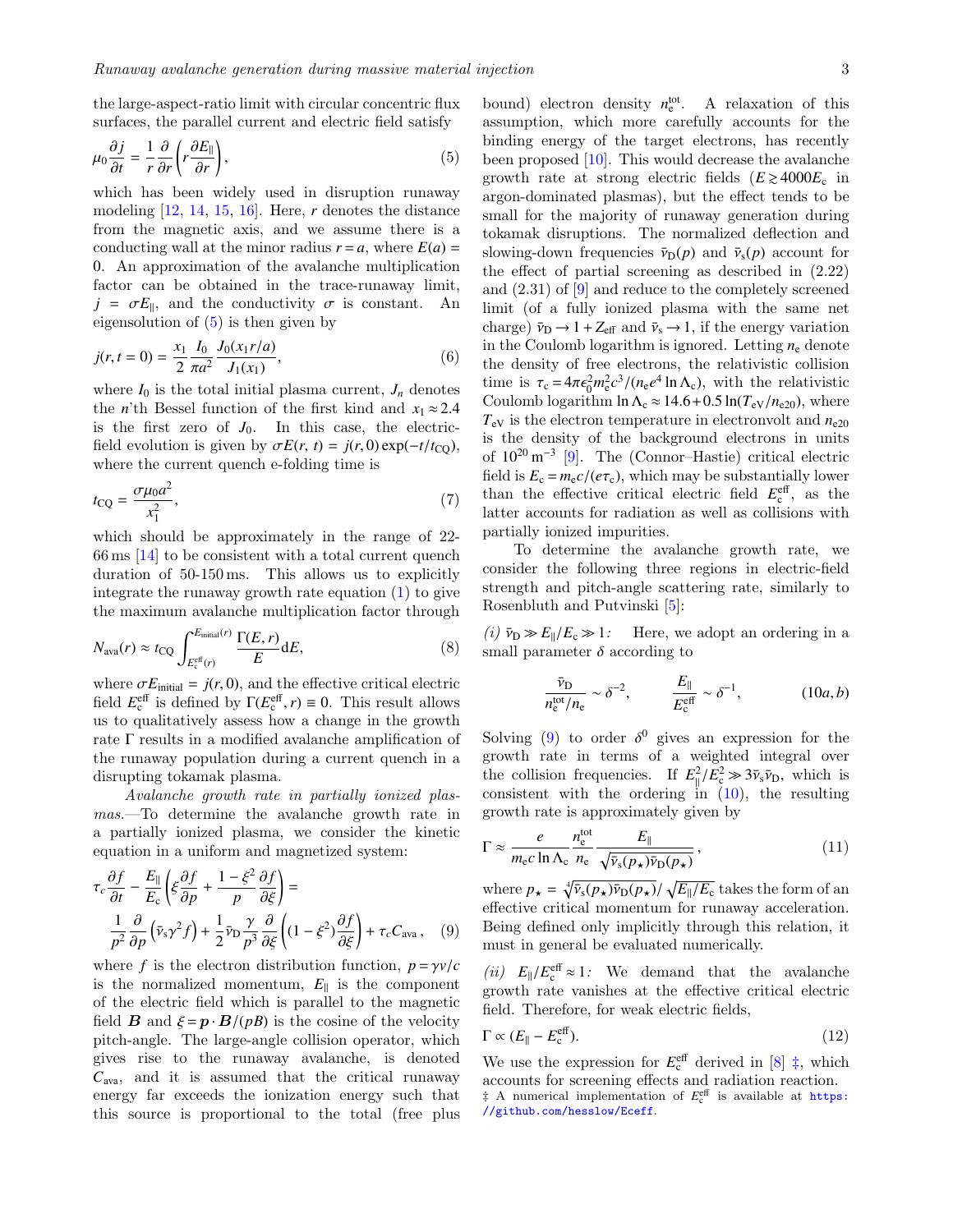the large-aspect-ratio limit with circular concentric flux surfaces, the parallel current and electric field satisfy

$$\mu_0 \frac{\partial j}{\partial t} = \frac{1}{r}\frac{\partial}{\partial r}\left(r\frac{\partial E_\parallel}{\partial r}\right), \tag{5}$$

which has been widely used in disruption runaway modeling [12, 14, 15, 16]. Here, $r$ denotes the distance from the magnetic axis, and we assume there is a conducting wall at the minor radius $r = a$, where $E(a) = 0$. An approximation of the avalanche multiplication factor can be obtained in the trace-runaway limit, $j = \sigma E_\parallel$, and the conductivity $\sigma$ is constant. An eigensolution of (5) is then given by

$$j(r, t = 0) = \frac{x_1}{2}\frac{I_0}{\pi a^2}\frac{J_0(x_1 r/a)}{J_1(x_1)}, \tag{6}$$

where $I_0$ is the total initial plasma current, $J_n$ denotes the $n$'th Bessel function of the first kind and $x_1 \approx 2.4$ is the first zero of $J_0$. In this case, the electric-field evolution is given by $\sigma E(r, t) = j(r, 0)\exp(-t/t_{\rm CQ})$, where the current quench e-folding time is

$$t_{\rm CQ} = \frac{\sigma \mu_0 a^2}{x_1^2}, \tag{7}$$

which should be approximately in the range of 22-66 ms [14] to be consistent with a total current quench duration of 50-150 ms. This allows us to explicitly integrate the runaway growth rate equation (1) to give the maximum avalanche multiplication factor through

$$N_{\rm ava}(r) \approx t_{\rm CQ}\int_{E_{\rm c}^{\rm eff}(r)}^{E_{\rm initial}(r)} \frac{\Gamma(E, r)}{E}{\rm d}E, \tag{8}$$

where $\sigma E_{\rm initial} = j(r, 0)$, and the effective critical electric field $E_{\rm c}^{\rm eff}$ is defined by $\Gamma(E_{\rm c}^{\rm eff}, r) \equiv 0$. This result allows us to qualitatively assess how a change in the growth rate $\Gamma$ results in a modified avalanche amplification of the runaway population during a current quench in a disrupting tokamak plasma.

*Avalanche growth rate in partially ionized plasmas.*—To determine the avalanche growth rate in a partially ionized plasma, we consider the kinetic equation in a uniform and magnetized system:

$$\tau_c \frac{\partial f}{\partial t} - \frac{E_\parallel}{E_{\rm c}}\left(\xi\frac{\partial f}{\partial p} + \frac{1-\xi^2}{p}\frac{\partial f}{\partial \xi}\right) = \frac{1}{p^2}\frac{\partial}{\partial p}\left(\bar{\nu}_{\rm s}\gamma^2 f\right) + \frac{1}{2}\bar{\nu}_{\rm D}\frac{\gamma}{p^3}\frac{\partial}{\partial \xi}\left((1-\xi^2)\frac{\partial f}{\partial \xi}\right) + \tau_c C_{\rm ava}, \tag{9}$$

where $f$ is the electron distribution function, $p = \gamma v/c$ is the normalized momentum, $E_\parallel$ is the component of the electric field which is parallel to the magnetic field $\boldsymbol{B}$ and $\xi = \boldsymbol{p}\cdot\boldsymbol{B}/(pB)$ is the cosine of the velocity pitch-angle. The large-angle collision operator, which gives rise to the runaway avalanche, is denoted $C_{\rm ava}$, and it is assumed that the critical runaway energy far exceeds the ionization energy such that this source is proportional to the total (free plus bound) electron density $n_{\rm e}^{\rm tot}$. A relaxation of this assumption, which more carefully accounts for the binding energy of the target electrons, has recently been proposed [10]. This would decrease the avalanche growth rate at strong electric fields ($E \gtrsim 4000 E_{\rm c}$ in argon-dominated plasmas), but the effect tends to be small for the majority of runaway generation during tokamak disruptions. The normalized deflection and slowing-down frequencies $\bar{\nu}_{\rm D}(p)$ and $\bar{\nu}_{\rm s}(p)$ account for the effect of partial screening as described in (2.22) and (2.31) of [9] and reduce to the completely screened limit (of a fully ionized plasma with the same net charge) $\bar{\nu}_{\rm D} \to 1 + Z_{\rm eff}$ and $\bar{\nu}_{\rm s} \to 1$, if the energy variation in the Coulomb logarithm is ignored. Letting $n_{\rm e}$ denote the density of free electrons, the relativistic collision time is $\tau_{\rm c} = 4\pi\epsilon_0^2 m_{\rm e}^2 c^3/(n_{\rm e} e^4 \ln\Lambda_{\rm c})$, with the relativistic Coulomb logarithm $\ln\Lambda_{\rm c} \approx 14.6 + 0.5\ln(T_{\rm eV}/n_{\rm e20})$, where $T_{\rm eV}$ is the electron temperature in electronvolt and $n_{\rm e20}$ is the density of the background electrons in units of $10^{20}\,{\rm m}^{-3}$ [9]. The (Connor–Hastie) critical electric field is $E_{\rm c} = m_{\rm e}c/(e\tau_{\rm c})$, which may be substantially lower than the effective critical electric field $E_{\rm c}^{\rm eff}$, as the latter accounts for radiation as well as collisions with partially ionized impurities.

To determine the avalanche growth rate, we consider the following three regions in electric-field strength and pitch-angle scattering rate, similarly to Rosenbluth and Putvinski [5]:

*(i)* $\bar{\nu}_{\rm D} \gg E_\parallel/E_{\rm c} \gg 1$*:* Here, we adopt an ordering in a small parameter $\delta$ according to

$$\frac{\bar{\nu}_{\rm D}}{n_{\rm e}^{\rm tot}/n_{\rm e}} \sim \delta^{-2}, \qquad \frac{E_\parallel}{E_{\rm c}^{\rm eff}} \sim \delta^{-1}, \tag{10a,b}$$

Solving (9) to order $\delta^0$ gives an expression for the growth rate in terms of a weighted integral over the collision frequencies. If $E_\parallel^2/E_{\rm c}^2 \gg 3\bar{\nu}_{\rm s}\bar{\nu}_{\rm D}$, which is consistent with the ordering in (10), the resulting growth rate is approximately given by

$$\Gamma \approx \frac{e}{m_{\rm e}c\ln\Lambda_{\rm c}}\frac{n_{\rm e}^{\rm tot}}{n_{\rm e}}\frac{E_\parallel}{\sqrt{\bar{\nu}_{\rm s}(p_\star)\bar{\nu}_{\rm D}(p_\star)}}, \tag{11}$$

where $p_\star = \sqrt[4]{\bar{\nu}_{\rm s}(p_\star)\bar{\nu}_{\rm D}(p_\star)}/\sqrt{E_\parallel/E_{\rm c}}$ takes the form of an effective critical momentum for runaway acceleration. Being defined only implicitly through this relation, it must in general be evaluated numerically.

*(ii)* $E_\parallel/E_{\rm c}^{\rm eff} \approx 1$*:* We demand that the avalanche growth rate vanishes at the effective critical electric field. Therefore, for weak electric fields,

$$\Gamma \propto (E_\parallel - E_{\rm c}^{\rm eff}). \tag{12}$$

We use the expression for $E_{\rm c}^{\rm eff}$ derived in [8] ‡, which accounts for screening effects and radiation reaction.

‡ A numerical implementation of $E_{\rm c}^{\rm eff}$ is available at https://github.com/hesslow/Eceff.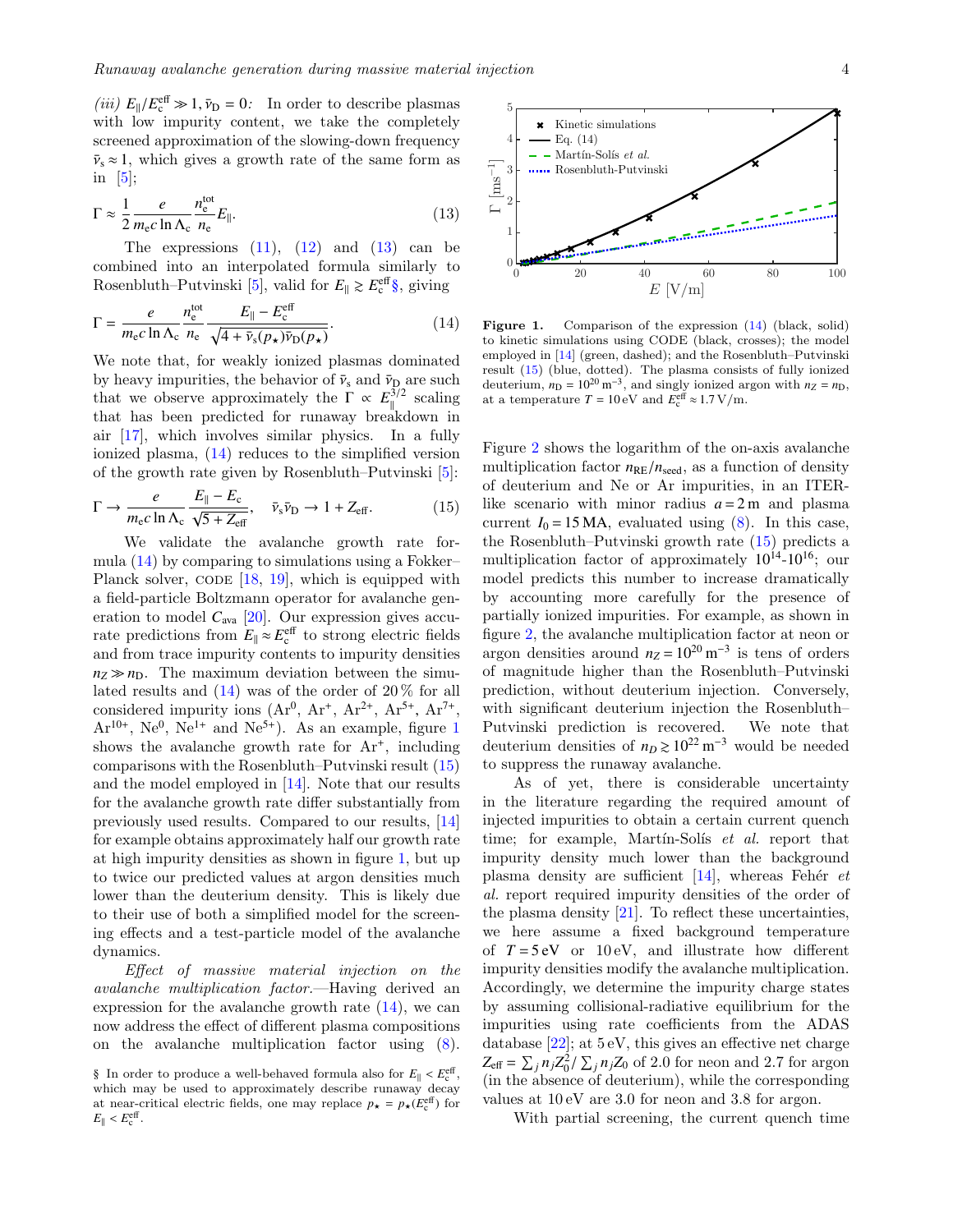*(iii)* $E_\parallel/E_c^{\rm eff} \gg 1, \bar{\nu}_{\rm D} = 0$: In order to describe plasmas with low impurity content, we take the completely screened approximation of the slowing-down frequency $\bar{\nu}_{\rm s} \approx 1$, which gives a growth rate of the same form as in [5];

$$\Gamma \approx \frac{1}{2}\frac{e}{m_{\rm e}c\ln\Lambda_{\rm c}}\frac{n_{\rm e}^{\rm tot}}{n_{\rm e}}E_\parallel. \tag{13}$$

The expressions (11), (12) and (13) can be combined into an interpolated formula similarly to Rosenbluth–Putvinski [5], valid for $E_\parallel \gtrsim E_c^{\rm eff}$§, giving

$$\Gamma = \frac{e}{m_{\rm e}c\ln\Lambda_{\rm c}}\frac{n_{\rm e}^{\rm tot}}{n_{\rm e}}\frac{E_\parallel - E_c^{\rm eff}}{\sqrt{4+\bar{\nu}_{\rm s}(p_\star)\bar{\nu}_{\rm D}(p_\star)}}. \tag{14}$$

We note that, for weakly ionized plasmas dominated by heavy impurities, the behavior of $\bar{\nu}_{\rm s}$ and $\bar{\nu}_{\rm D}$ are such that we observe approximately the $\Gamma \propto E_\parallel^{3/2}$ scaling that has been predicted for runaway breakdown in air [17], which involves similar physics. In a fully ionized plasma, (14) reduces to the simplified version of the growth rate given by Rosenbluth–Putvinski [5]:

$$\Gamma \to \frac{e}{m_{\rm e}c\ln\Lambda_{\rm c}}\frac{E_\parallel - E_{\rm c}}{\sqrt{5+Z_{\rm eff}}}, \quad \bar{\nu}_{\rm s}\bar{\nu}_{\rm D} \to 1 + Z_{\rm eff}. \tag{15}$$

We validate the avalanche growth rate formula (14) by comparing to simulations using a Fokker–Planck solver, CODE [18, 19], which is equipped with a field-particle Boltzmann operator for avalanche generation to model $C_{\rm ava}$ [20]. Our expression gives accurate predictions from $E_\parallel \approx E_c^{\rm eff}$ to strong electric fields and from trace impurity contents to impurity densities $n_Z \gg n_{\rm D}$. The maximum deviation between the simulated results and (14) was of the order of 20 % for all considered impurity ions ($\rm Ar^0$, $\rm Ar^+$, $\rm Ar^{2+}$, $\rm Ar^{5+}$, $\rm Ar^{7+}$, $\rm Ar^{10+}$, $\rm Ne^0$, $\rm Ne^{1+}$ and $\rm Ne^{5+}$). As an example, figure 1 shows the avalanche growth rate for $\rm Ar^+$, including comparisons with the Rosenbluth–Putvinski result (15) and the model employed in [14]. Note that our results for the avalanche growth rate differ substantially from previously used results. Compared to our results, [14] for example obtains approximately half our growth rate at high impurity densities as shown in figure 1, but up to twice our predicted values at argon densities much lower than the deuterium density. This is likely due to their use of both a simplified model for the screening effects and a test-particle model of the avalanche dynamics.

*Effect of massive material injection on the avalanche multiplication factor.*—Having derived an expression for the avalanche growth rate (14), we can now address the effect of different plasma compositions on the avalanche multiplication factor using (8).

§ In order to produce a well-behaved formula also for $E_\parallel < E_c^{\rm eff}$, which may be used to approximately describe runaway decay at near-critical electric fields, one may replace $p_\star = p_\star(E_c^{\rm eff})$ for $E_\parallel < E_c^{\rm eff}$.

**Figure 1.** Comparison of the expression (14) (black, solid) to kinetic simulations using CODE (black, crosses); the model employed in [14] (green, dashed); and the Rosenbluth–Putvinski result (15) (blue, dotted). The plasma consists of fully ionized deuterium, $n_{\rm D} = 10^{20}\,{\rm m^{-3}}$, and singly ionized argon with $n_Z = n_{\rm D}$, at a temperature $T = 10\,{\rm eV}$ and $E_c^{\rm eff} \approx 1.7\,{\rm V/m}$.

Figure 2 shows the logarithm of the on-axis avalanche multiplication factor $n_{\rm RE}/n_{\rm seed}$, as a function of density of deuterium and Ne or Ar impurities, in an ITER-like scenario with minor radius $a = 2\,{\rm m}$ and plasma current $I_0 = 15\,{\rm MA}$, evaluated using (8). In this case, the Rosenbluth–Putvinski growth rate (15) predicts a multiplication factor of approximately $10^{14}$-$10^{16}$; our model predicts this number to increase dramatically by accounting more carefully for the presence of partially ionized impurities. For example, as shown in figure 2, the avalanche multiplication factor at neon or argon densities around $n_Z = 10^{20}\,{\rm m^{-3}}$ is tens of orders of magnitude higher than the Rosenbluth–Putvinski prediction, without deuterium injection. Conversely, with significant deuterium injection the Rosenbluth–Putvinski prediction is recovered. We note that deuterium densities of $n_D \gtrsim 10^{22}\,{\rm m^{-3}}$ would be needed to suppress the runaway avalanche.

As of yet, there is considerable uncertainty in the literature regarding the required amount of injected impurities to obtain a certain current quench time; for example, Martín-Solís *et al.* report that impurity density much lower than the background plasma density are sufficient [14], whereas Fehér *et al.* report required impurity densities of the order of the plasma density [21]. To reflect these uncertainties, we here assume a fixed background temperature of $T = 5\,{\rm eV}$ or $10\,{\rm eV}$, and illustrate how different impurity densities modify the avalanche multiplication. Accordingly, we determine the impurity charge states by assuming collisional-radiative equilibrium for the impurities using rate coefficients from the ADAS database [22]; at 5 eV, this gives an effective net charge $Z_{\rm eff} = \sum_j n_j Z_0^2 / \sum_j n_j Z_0$ of 2.0 for neon and 2.7 for argon (in the absence of deuterium), while the corresponding values at 10 eV are 3.0 for neon and 3.8 for argon.

With partial screening, the current quench time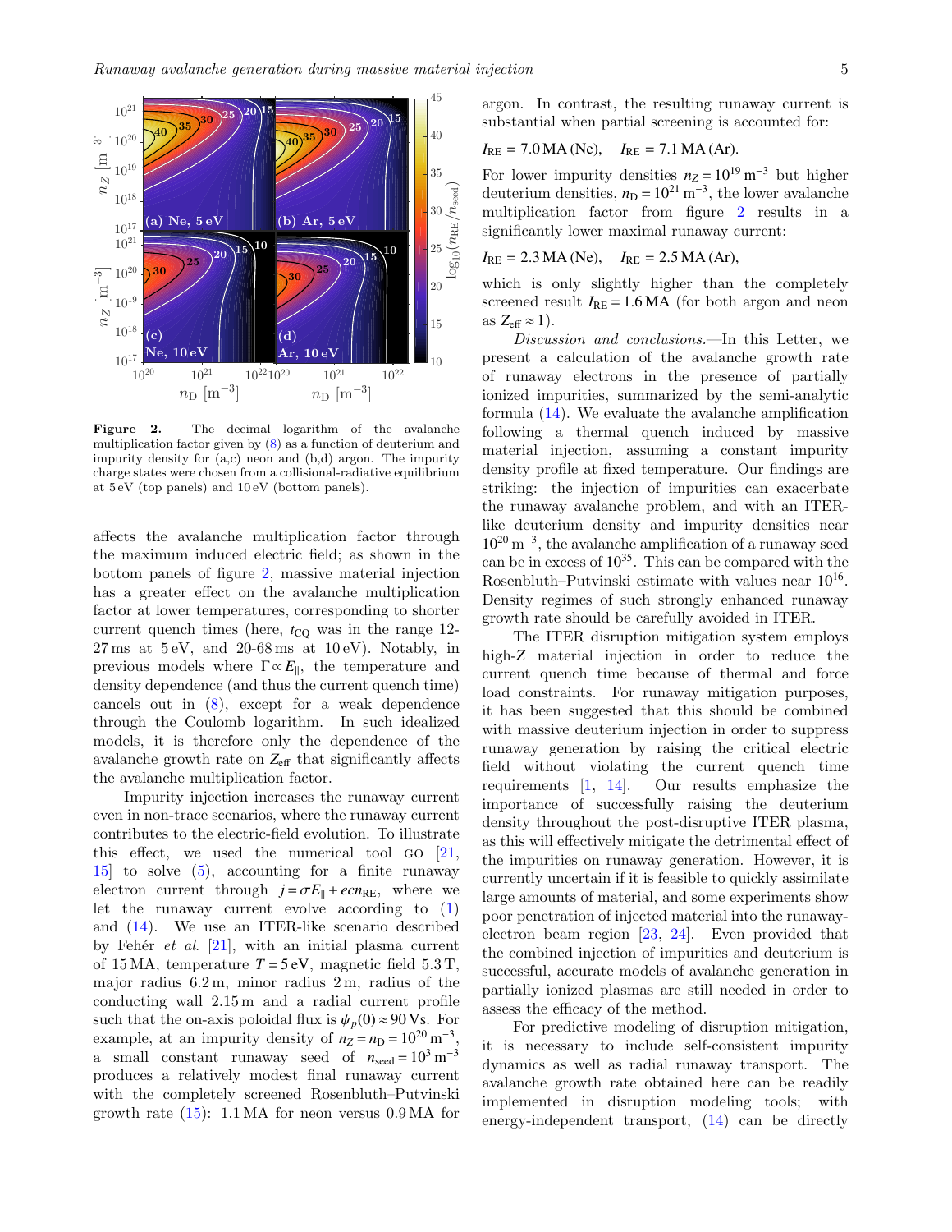**Figure 2.** The decimal logarithm of the avalanche multiplication factor given by (8) as a function of deuterium and impurity density for (a,c) neon and (b,d) argon. The impurity charge states were chosen from a collisional-radiative equilibrium at 5 eV (top panels) and 10 eV (bottom panels).

affects the avalanche multiplication factor through the maximum induced electric field; as shown in the bottom panels of figure 2, massive material injection has a greater effect on the avalanche multiplication factor at lower temperatures, corresponding to shorter current quench times (here, $t_{\rm CQ}$ was in the range 12-27 ms at 5 eV, and 20-68 ms at 10 eV). Notably, in previous models where $\Gamma \propto E_\parallel$, the temperature and density dependence (and thus the current quench time) cancels out in (8), except for a weak dependence through the Coulomb logarithm. In such idealized models, it is therefore only the dependence of the avalanche growth rate on $Z_{\rm eff}$ that significantly affects the avalanche multiplication factor.

Impurity injection increases the runaway current even in non-trace scenarios, where the runaway current contributes to the electric-field evolution. To illustrate this effect, we used the numerical tool GO [21, 15] to solve (5), accounting for a finite runaway electron current through $j = \sigma E_\parallel + ecn_{\rm RE}$, where we let the runaway current evolve according to (1) and (14). We use an ITER-like scenario described by Fehér *et al.* [21], with an initial plasma current of 15 MA, temperature $T = 5$ eV, magnetic field 5.3 T, major radius 6.2 m, minor radius 2 m, radius of the conducting wall 2.15 m and a radial current profile such that the on-axis poloidal flux is $\psi_p(0) \approx 90$ Vs. For example, at an impurity density of $n_Z = n_{\rm D} = 10^{20}\,{\rm m}^{-3}$, a small constant runaway seed of $n_{\rm seed} = 10^3\,{\rm m}^{-3}$ produces a relatively modest final runaway current with the completely screened Rosenbluth–Putvinski growth rate (15): 1.1 MA for neon versus 0.9 MA for argon. In contrast, the resulting runaway current is substantial when partial screening is accounted for:

$$I_{\rm RE} = 7.0\,{\rm MA}\,({\rm Ne}), \quad I_{\rm RE} = 7.1\,{\rm MA}\,({\rm Ar}).$$

For lower impurity densities $n_Z = 10^{19}\,{\rm m}^{-3}$ but higher deuterium densities, $n_{\rm D} = 10^{21}\,{\rm m}^{-3}$, the lower avalanche multiplication factor from figure 2 results in a significantly lower maximal runaway current:

$$I_{\rm RE} = 2.3\,{\rm MA}\,({\rm Ne}), \quad I_{\rm RE} = 2.5\,{\rm MA}\,({\rm Ar}),$$

which is only slightly higher than the completely screened result $I_{\rm RE} = 1.6$ MA (for both argon and neon as $Z_{\rm eff} \approx 1$).

*Discussion and conclusions.*—In this Letter, we present a calculation of the avalanche growth rate of runaway electrons in the presence of partially ionized impurities, summarized by the semi-analytic formula (14). We evaluate the avalanche amplification following a thermal quench induced by massive material injection, assuming a constant impurity density profile at fixed temperature. Our findings are striking: the injection of impurities can exacerbate the runaway avalanche problem, and with an ITER-like deuterium density and impurity densities near $10^{20}\,{\rm m}^{-3}$, the avalanche amplification of a runaway seed can be in excess of $10^{35}$. This can be compared with the Rosenbluth–Putvinski estimate with values near $10^{16}$. Density regimes of such strongly enhanced runaway growth rate should be carefully avoided in ITER.

The ITER disruption mitigation system employs high-$Z$ material injection in order to reduce the current quench time because of thermal and force load constraints. For runaway mitigation purposes, it has been suggested that this should be combined with massive deuterium injection in order to suppress runaway generation by raising the critical electric field without violating the current quench time requirements [1, 14]. Our results emphasize the importance of successfully raising the deuterium density throughout the post-disruptive ITER plasma, as this will effectively mitigate the detrimental effect of the impurities on runaway generation. However, it is currently uncertain if it is feasible to quickly assimilate large amounts of material, and some experiments show poor penetration of injected material into the runaway-electron beam region [23, 24]. Even provided that the combined injection of impurities and deuterium is successful, accurate models of avalanche generation in partially ionized plasmas are still needed in order to assess the efficacy of the method.

For predictive modeling of disruption mitigation, it is necessary to include self-consistent impurity dynamics as well as radial runaway transport. The avalanche growth rate obtained here can be readily implemented in disruption modeling tools; with energy-independent transport, (14) can be directly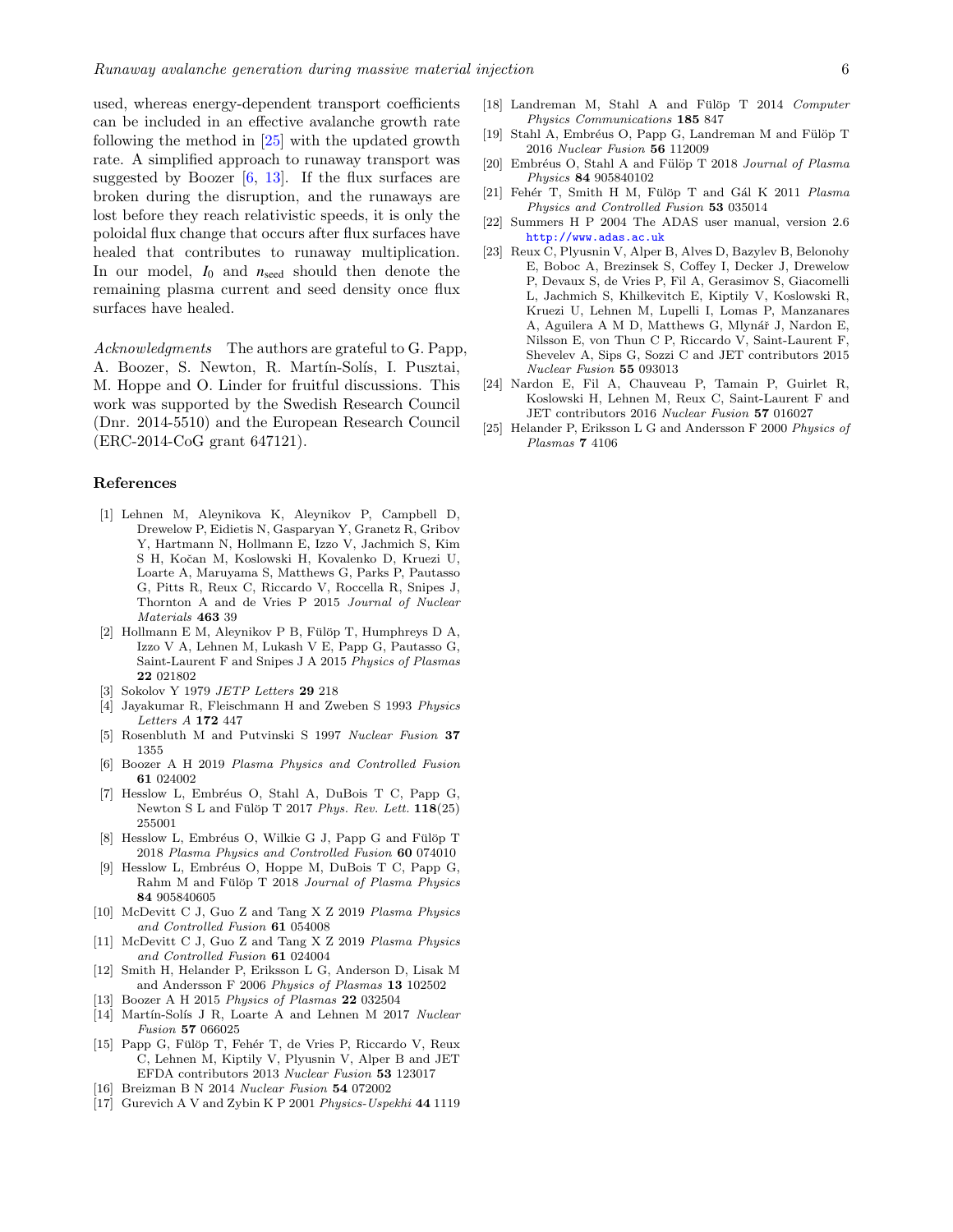used, whereas energy-dependent transport coefficients can be included in an effective avalanche growth rate following the method in [25] with the updated growth rate. A simplified approach to runaway transport was suggested by Boozer [6, 13]. If the flux surfaces are broken during the disruption, and the runaways are lost before they reach relativistic speeds, it is only the poloidal flux change that occurs after flux surfaces have healed that contributes to runaway multiplication. In our model, $I_0$ and $n_{\rm seed}$ should then denote the remaining plasma current and seed density once flux surfaces have healed.

*Acknowledgments* The authors are grateful to G. Papp, A. Boozer, S. Newton, R. Martín-Solís, I. Pusztai, M. Hoppe and O. Linder for fruitful discussions. This work was supported by the Swedish Research Council (Dnr. 2014-5510) and the European Research Council (ERC-2014-CoG grant 647121).

## References

[1] Lehnen M, Aleynikova K, Aleynikov P, Campbell D, Drewelow P, Eidietis N, Gasparyan Y, Granetz R, Gribov Y, Hartmann N, Hollmann E, Izzo V, Jachmich S, Kim S H, Kočan M, Koslowski H, Kovalenko D, Kruezi U, Loarte A, Maruyama S, Matthews G, Parks P, Pautasso G, Pitts R, Reux C, Riccardo V, Roccella R, Snipes J, Thornton A and de Vries P 2015 *Journal of Nuclear Materials* **463** 39

[2] Hollmann E M, Aleynikov P B, Fülöp T, Humphreys D A, Izzo V A, Lehnen M, Lukash V E, Papp G, Pautasso G, Saint-Laurent F and Snipes J A 2015 *Physics of Plasmas* **22** 021802

[3] Sokolov Y 1979 *JETP Letters* **29** 218

[4] Jayakumar R, Fleischmann H and Zweben S 1993 *Physics Letters A* **172** 447

[5] Rosenbluth M and Putvinski S 1997 *Nuclear Fusion* **37** 1355

[6] Boozer A H 2019 *Plasma Physics and Controlled Fusion* **61** 024002

[7] Hesslow L, Embréus O, Stahl A, DuBois T C, Papp G, Newton S L and Fülöp T 2017 *Phys. Rev. Lett.* **118**(25) 255001

[8] Hesslow L, Embréus O, Wilkie G J, Papp G and Fülöp T 2018 *Plasma Physics and Controlled Fusion* **60** 074010

[9] Hesslow L, Embréus O, Hoppe M, DuBois T C, Papp G, Rahm M and Fülöp T 2018 *Journal of Plasma Physics* **84** 905840605

[10] McDevitt C J, Guo Z and Tang X Z 2019 *Plasma Physics and Controlled Fusion* **61** 054008

[11] McDevitt C J, Guo Z and Tang X Z 2019 *Plasma Physics and Controlled Fusion* **61** 024004

[12] Smith H, Helander P, Eriksson L G, Anderson D, Lisak M and Andersson F 2006 *Physics of Plasmas* **13** 102502

[13] Boozer A H 2015 *Physics of Plasmas* **22** 032504

[14] Martín-Solís J R, Loarte A and Lehnen M 2017 *Nuclear Fusion* **57** 066025

[15] Papp G, Fülöp T, Fehér T, de Vries P, Riccardo V, Reux C, Lehnen M, Kiptily V, Plyusnin V, Alper B and JET EFDA contributors 2013 *Nuclear Fusion* **53** 123017

[16] Breizman B N 2014 *Nuclear Fusion* **54** 072002

[17] Gurevich A V and Zybin K P 2001 *Physics-Uspekhi* **44** 1119

[18] Landreman M, Stahl A and Fülöp T 2014 *Computer Physics Communications* **185** 847

[19] Stahl A, Embréus O, Papp G, Landreman M and Fülöp T 2016 *Nuclear Fusion* **56** 112009

[20] Embréus O, Stahl A and Fülöp T 2018 *Journal of Plasma Physics* **84** 905840102

[21] Fehér T, Smith H M, Fülöp T and Gál K 2011 *Plasma Physics and Controlled Fusion* **53** 035014

[22] Summers H P 2004 The ADAS user manual, version 2.6 http://www.adas.ac.uk

[23] Reux C, Plyusnin V, Alper B, Alves D, Bazylev B, Belonohy E, Boboc A, Brezinsek S, Coffey I, Decker J, Drewelow P, Devaux S, de Vries P, Fil A, Gerasimov S, Giacomelli L, Jachmich S, Khilkevitch E, Kiptily V, Koslowski R, Kruezi U, Lehnen M, Lupelli I, Lomas P, Manzanares A, Aguilera A M D, Matthews G, Mlynář J, Nardon E, Nilsson E, von Thun C P, Riccardo V, Saint-Laurent F, Shevelev A, Sips G, Sozzi C and JET contributors 2015 *Nuclear Fusion* **55** 093013

[24] Nardon E, Fil A, Chauveau P, Tamain P, Guirlet R, Koslowski H, Lehnen M, Reux C, Saint-Laurent F and JET contributors 2016 *Nuclear Fusion* **57** 016027

[25] Helander P, Eriksson L G and Andersson F 2000 *Physics of Plasmas* **7** 4106